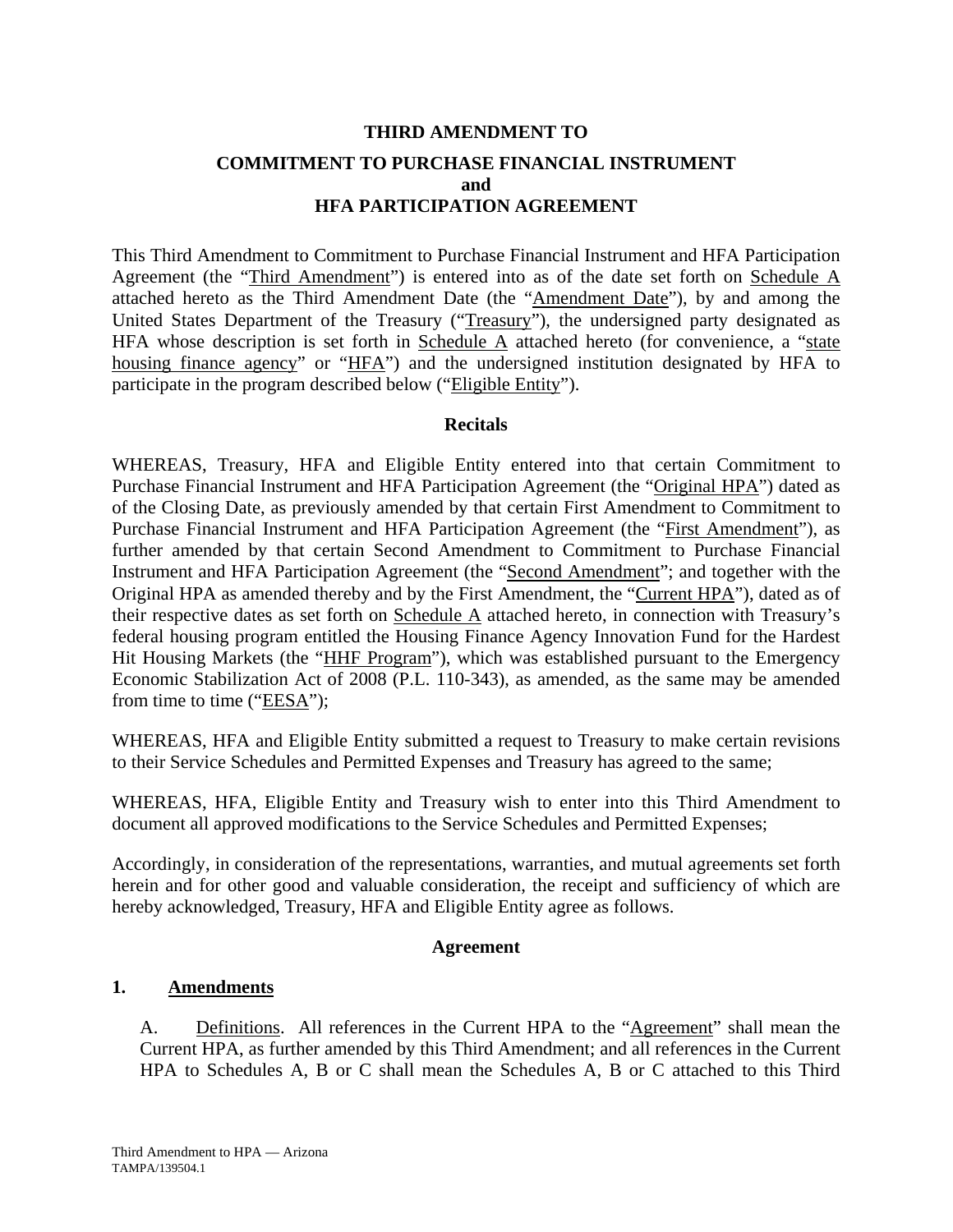**THIRD AMENDMENT TO**

**COMMITMENT TO PURCHASE FINANCIAL INSTRUMENT**
**and**
**HFA PARTICIPATION AGREEMENT**

This Third Amendment to Commitment to Purchase Financial Instrument and HFA Participation Agreement (the "Third Amendment") is entered into as of the date set forth on Schedule A attached hereto as the Third Amendment Date (the "Amendment Date"), by and among the United States Department of the Treasury ("Treasury"), the undersigned party designated as HFA whose description is set forth in Schedule A attached hereto (for convenience, a "state housing finance agency" or "HFA") and the undersigned institution designated by HFA to participate in the program described below ("Eligible Entity").

**Recitals**

WHEREAS, Treasury, HFA and Eligible Entity entered into that certain Commitment to Purchase Financial Instrument and HFA Participation Agreement (the "Original HPA") dated as of the Closing Date, as previously amended by that certain First Amendment to Commitment to Purchase Financial Instrument and HFA Participation Agreement (the "First Amendment"), as further amended by that certain Second Amendment to Commitment to Purchase Financial Instrument and HFA Participation Agreement (the "Second Amendment"; and together with the Original HPA as amended thereby and by the First Amendment, the "Current HPA"), dated as of their respective dates as set forth on Schedule A attached hereto, in connection with Treasury's federal housing program entitled the Housing Finance Agency Innovation Fund for the Hardest Hit Housing Markets (the "HHF Program"), which was established pursuant to the Emergency Economic Stabilization Act of 2008 (P.L. 110-343), as amended, as the same may be amended from time to time ("EESA");

WHEREAS, HFA and Eligible Entity submitted a request to Treasury to make certain revisions to their Service Schedules and Permitted Expenses and Treasury has agreed to the same;

WHEREAS, HFA, Eligible Entity and Treasury wish to enter into this Third Amendment to document all approved modifications to the Service Schedules and Permitted Expenses;

Accordingly, in consideration of the representations, warranties, and mutual agreements set forth herein and for other good and valuable consideration, the receipt and sufficiency of which are hereby acknowledged, Treasury, HFA and Eligible Entity agree as follows.

**Agreement**

**1. Amendments**

A. Definitions. All references in the Current HPA to the "Agreement" shall mean the Current HPA, as further amended by this Third Amendment; and all references in the Current HPA to Schedules A, B or C shall mean the Schedules A, B or C attached to this Third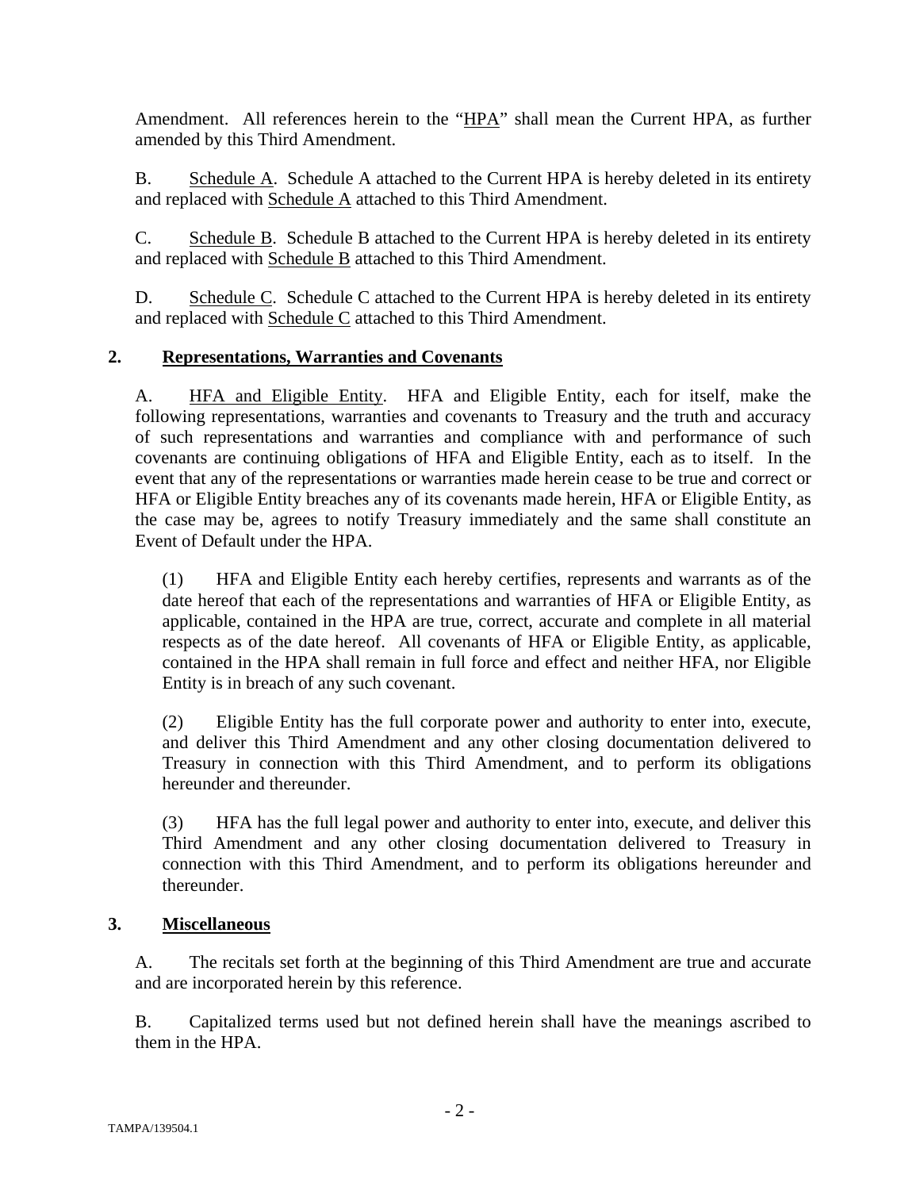Amendment. All references herein to the "HPA" shall mean the Current HPA, as further amended by this Third Amendment.

B. Schedule A. Schedule A attached to the Current HPA is hereby deleted in its entirety and replaced with Schedule A attached to this Third Amendment.

C. Schedule B. Schedule B attached to the Current HPA is hereby deleted in its entirety and replaced with Schedule B attached to this Third Amendment.

D. Schedule C. Schedule C attached to the Current HPA is hereby deleted in its entirety and replaced with Schedule C attached to this Third Amendment.

## 2. Representations, Warranties and Covenants

A. HFA and Eligible Entity. HFA and Eligible Entity, each for itself, make the following representations, warranties and covenants to Treasury and the truth and accuracy of such representations and warranties and compliance with and performance of such covenants are continuing obligations of HFA and Eligible Entity, each as to itself. In the event that any of the representations or warranties made herein cease to be true and correct or HFA or Eligible Entity breaches any of its covenants made herein, HFA or Eligible Entity, as the case may be, agrees to notify Treasury immediately and the same shall constitute an Event of Default under the HPA.

(1) HFA and Eligible Entity each hereby certifies, represents and warrants as of the date hereof that each of the representations and warranties of HFA or Eligible Entity, as applicable, contained in the HPA are true, correct, accurate and complete in all material respects as of the date hereof. All covenants of HFA or Eligible Entity, as applicable, contained in the HPA shall remain in full force and effect and neither HFA, nor Eligible Entity is in breach of any such covenant.

(2) Eligible Entity has the full corporate power and authority to enter into, execute, and deliver this Third Amendment and any other closing documentation delivered to Treasury in connection with this Third Amendment, and to perform its obligations hereunder and thereunder.

(3) HFA has the full legal power and authority to enter into, execute, and deliver this Third Amendment and any other closing documentation delivered to Treasury in connection with this Third Amendment, and to perform its obligations hereunder and thereunder.

## 3. Miscellaneous

A. The recitals set forth at the beginning of this Third Amendment are true and accurate and are incorporated herein by this reference.

B. Capitalized terms used but not defined herein shall have the meanings ascribed to them in the HPA.

TAMPA/139504.1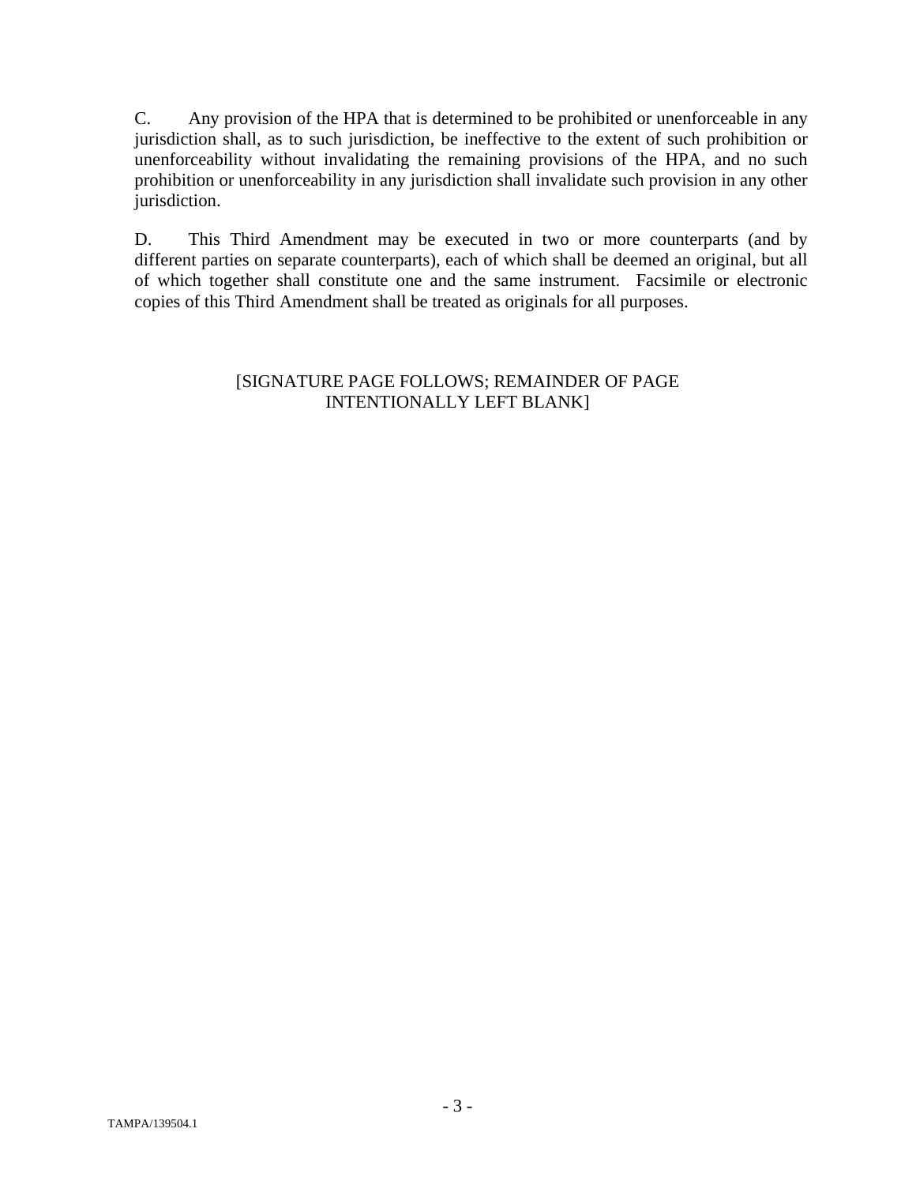C. Any provision of the HPA that is determined to be prohibited or unenforceable in any jurisdiction shall, as to such jurisdiction, be ineffective to the extent of such prohibition or unenforceability without invalidating the remaining provisions of the HPA, and no such prohibition or unenforceability in any jurisdiction shall invalidate such provision in any other jurisdiction.

D. This Third Amendment may be executed in two or more counterparts (and by different parties on separate counterparts), each of which shall be deemed an original, but all of which together shall constitute one and the same instrument. Facsimile or electronic copies of this Third Amendment shall be treated as originals for all purposes.

[SIGNATURE PAGE FOLLOWS; REMAINDER OF PAGE INTENTIONALLY LEFT BLANK]

TAMPA/139504.1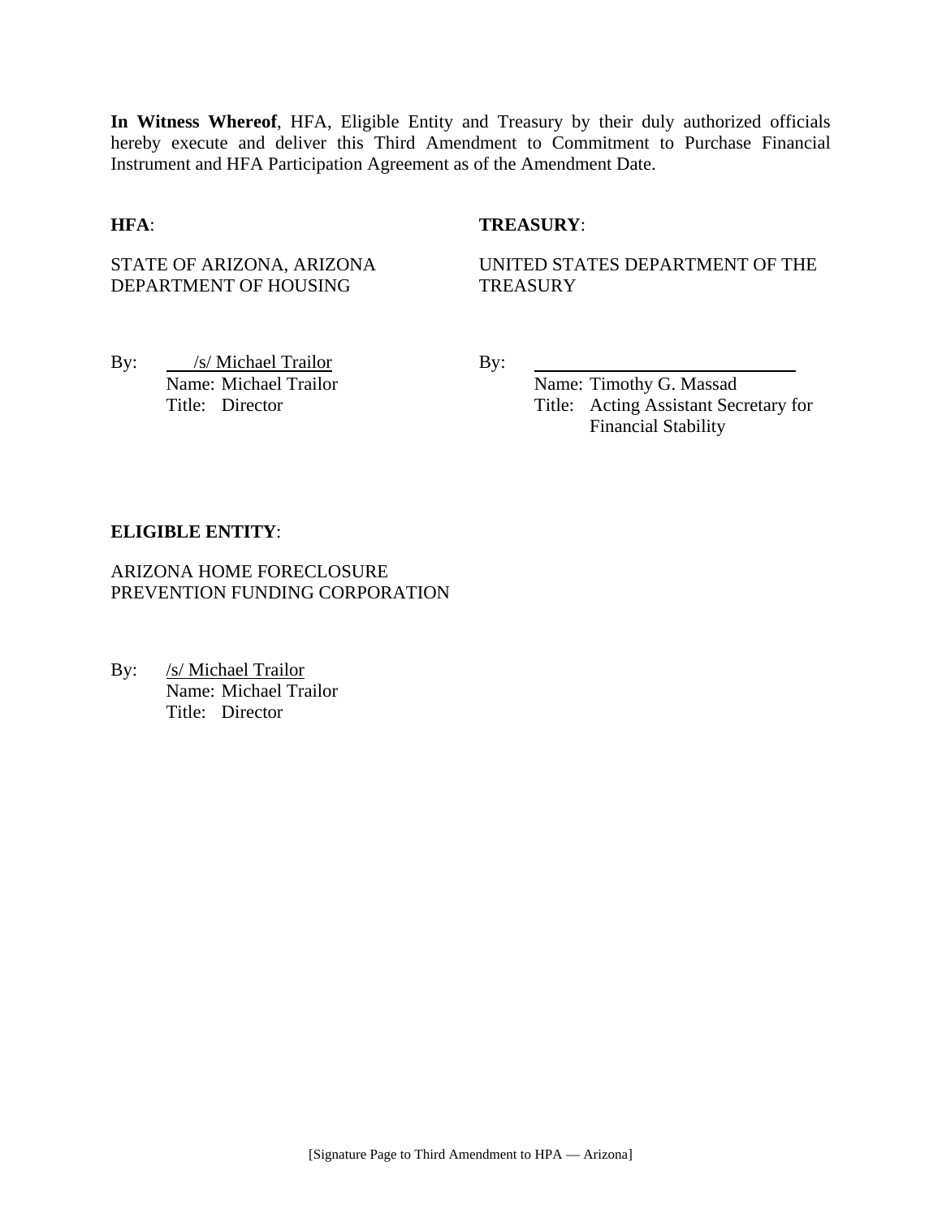**In Witness Whereof**, HFA, Eligible Entity and Treasury by their duly authorized officials hereby execute and deliver this Third Amendment to Commitment to Purchase Financial Instrument and HFA Participation Agreement as of the Amendment Date.

**HFA**:

STATE OF ARIZONA, ARIZONA DEPARTMENT OF HOUSING

By: /s/ Michael Trailor
Name: Michael Trailor
Title: Director

**TREASURY**:

UNITED STATES DEPARTMENT OF THE TREASURY

By: ______________________________
Name: Timothy G. Massad
Title: Acting Assistant Secretary for Financial Stability

**ELIGIBLE ENTITY**:

ARIZONA HOME FORECLOSURE PREVENTION FUNDING CORPORATION

By: /s/ Michael Trailor
Name: Michael Trailor
Title: Director

[Signature Page to Third Amendment to HPA — Arizona]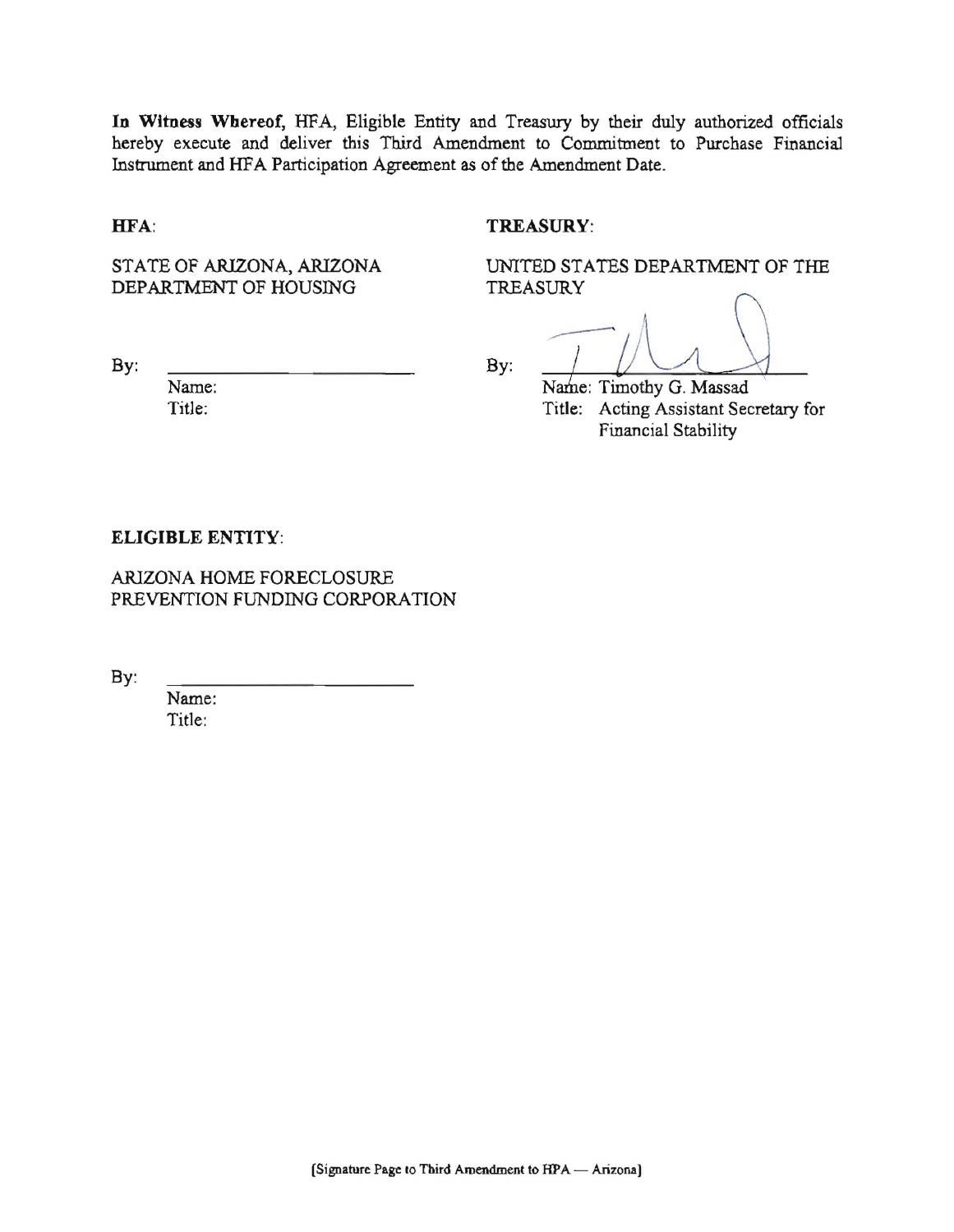**In Witness Whereof,** HFA, Eligible Entity and Treasury by their duly authorized officials hereby execute and deliver this Third Amendment to Commitment to Purchase Financial Instrument and HFA Participation Agreement as of the Amendment Date.

**HFA**:

STATE OF ARIZONA, ARIZONA DEPARTMENT OF HOUSING

By: ______________________

Name:

Title:

**TREASURY**:

UNITED STATES DEPARTMENT OF THE TREASURY

By: ______________________

Name: Timothy G. Massad

Title: Acting Assistant Secretary for Financial Stability

**ELIGIBLE ENTITY**:

ARIZONA HOME FORECLOSURE PREVENTION FUNDING CORPORATION

By: ______________________

Name:

Title:

[Signature Page to Third Amendment to HPA — Arizona]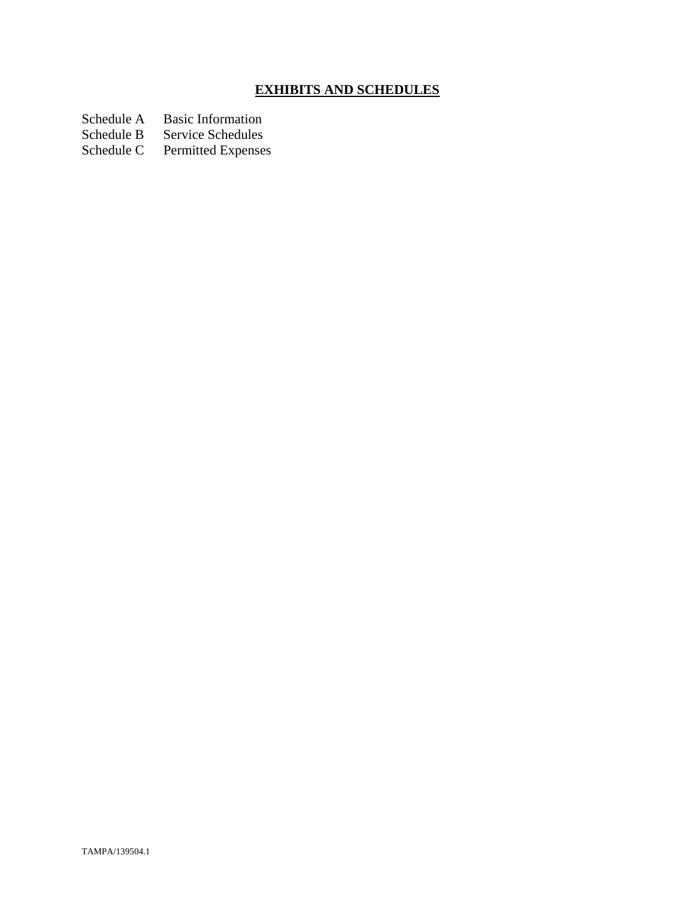# **EXHIBITS AND SCHEDULES**

| | |
|---|---|
| Schedule A | Basic Information |
| Schedule B | Service Schedules |
| Schedule C | Permitted Expenses |

TAMPA/139504.1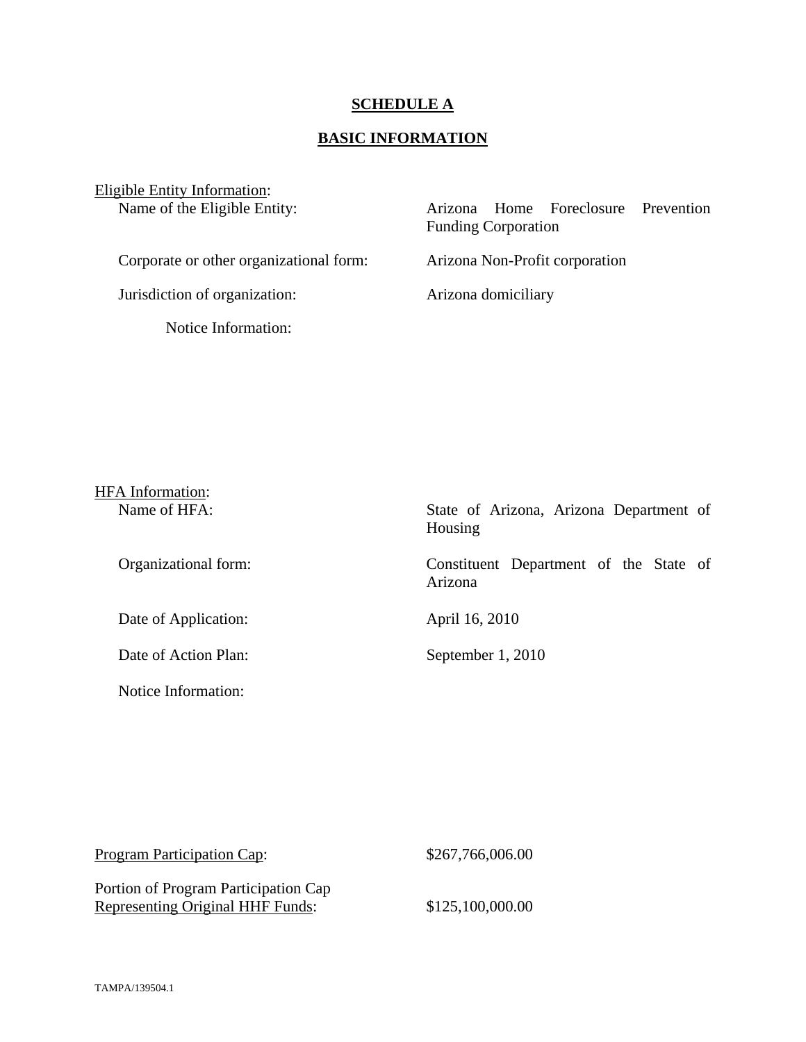# SCHEDULE A

## BASIC INFORMATION

Eligible Entity Information:

| | |
|---|---|
| Name of the Eligible Entity: | Arizona Home Foreclosure Prevention Funding Corporation |
| Corporate or other organizational form: | Arizona Non-Profit corporation |
| Jurisdiction of organization: | Arizona domiciliary |
| Notice Information: | |

HFA Information:

| | |
|---|---|
| Name of HFA: | State of Arizona, Arizona Department of Housing |
| Organizational form: | Constituent Department of the State of Arizona |
| Date of Application: | April 16, 2010 |
| Date of Action Plan: | September 1, 2010 |
| Notice Information: | |

| | |
|---|---|
| Program Participation Cap: | $267,766,006.00 |
| Portion of Program Participation Cap Representing Original HHF Funds: | $125,100,000.00 |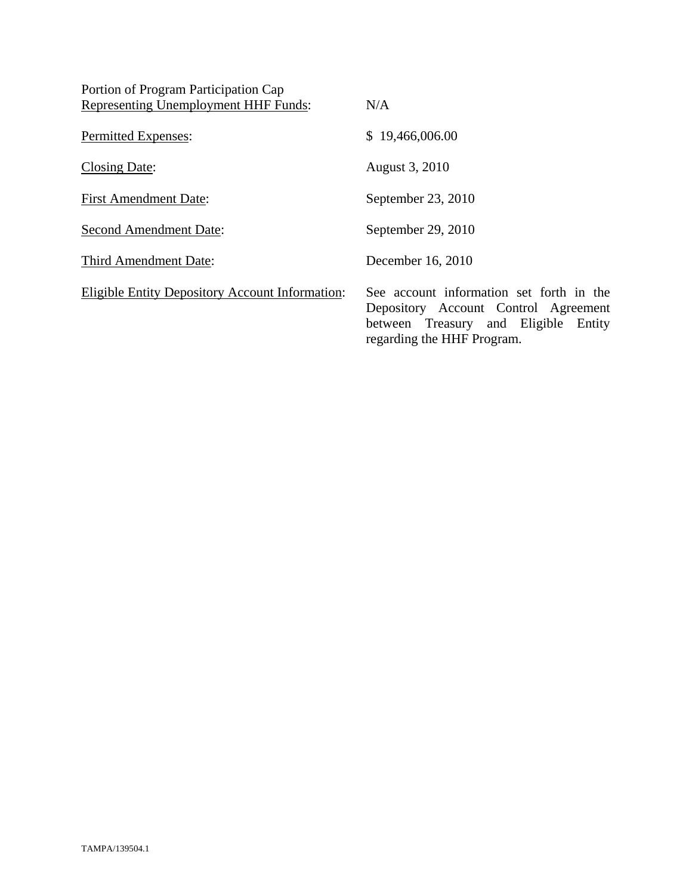| | |
|---|---|
| Portion of Program Participation Cap Representing Unemployment HHF Funds: | N/A |
| Permitted Expenses: | $ 19,466,006.00 |
| Closing Date: | August 3, 2010 |
| First Amendment Date: | September 23, 2010 |
| Second Amendment Date: | September 29, 2010 |
| Third Amendment Date: | December 16, 2010 |
| Eligible Entity Depository Account Information: | See account information set forth in the Depository Account Control Agreement between Treasury and Eligible Entity regarding the HHF Program. |

TAMPA/139504.1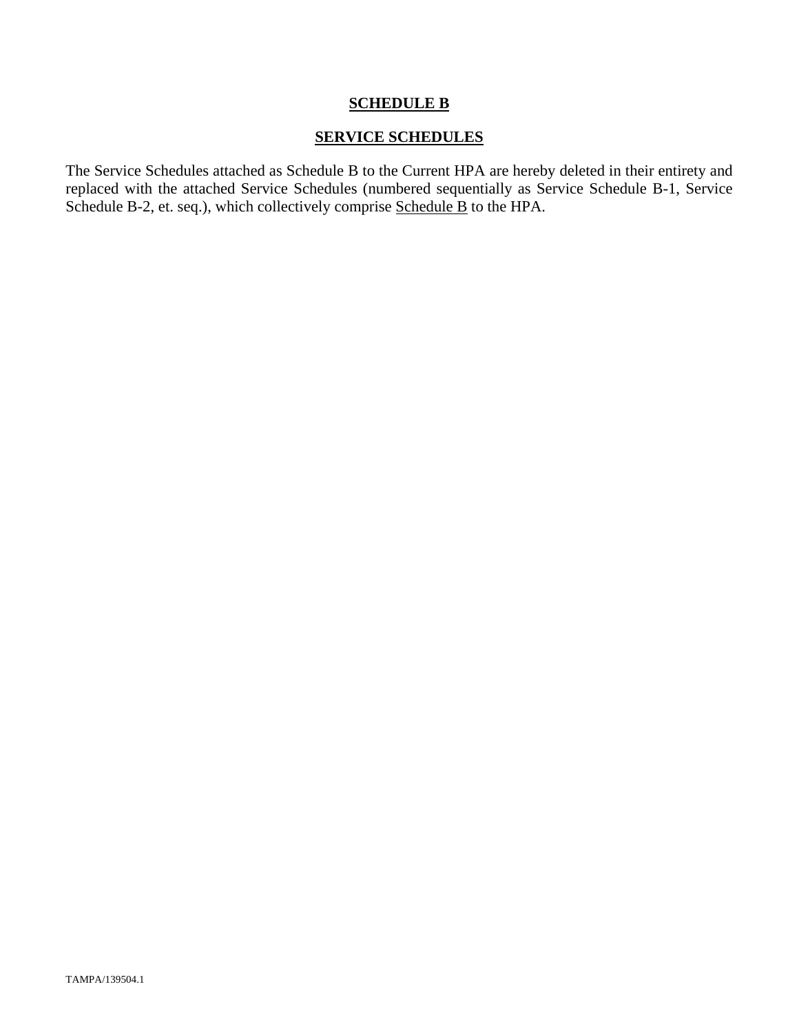# **SCHEDULE B**

## **SERVICE SCHEDULES**

The Service Schedules attached as Schedule B to the Current HPA are hereby deleted in their entirety and replaced with the attached Service Schedules (numbered sequentially as Service Schedule B-1, Service Schedule B-2, et. seq.), which collectively comprise Schedule B to the HPA.

TAMPA/139504.1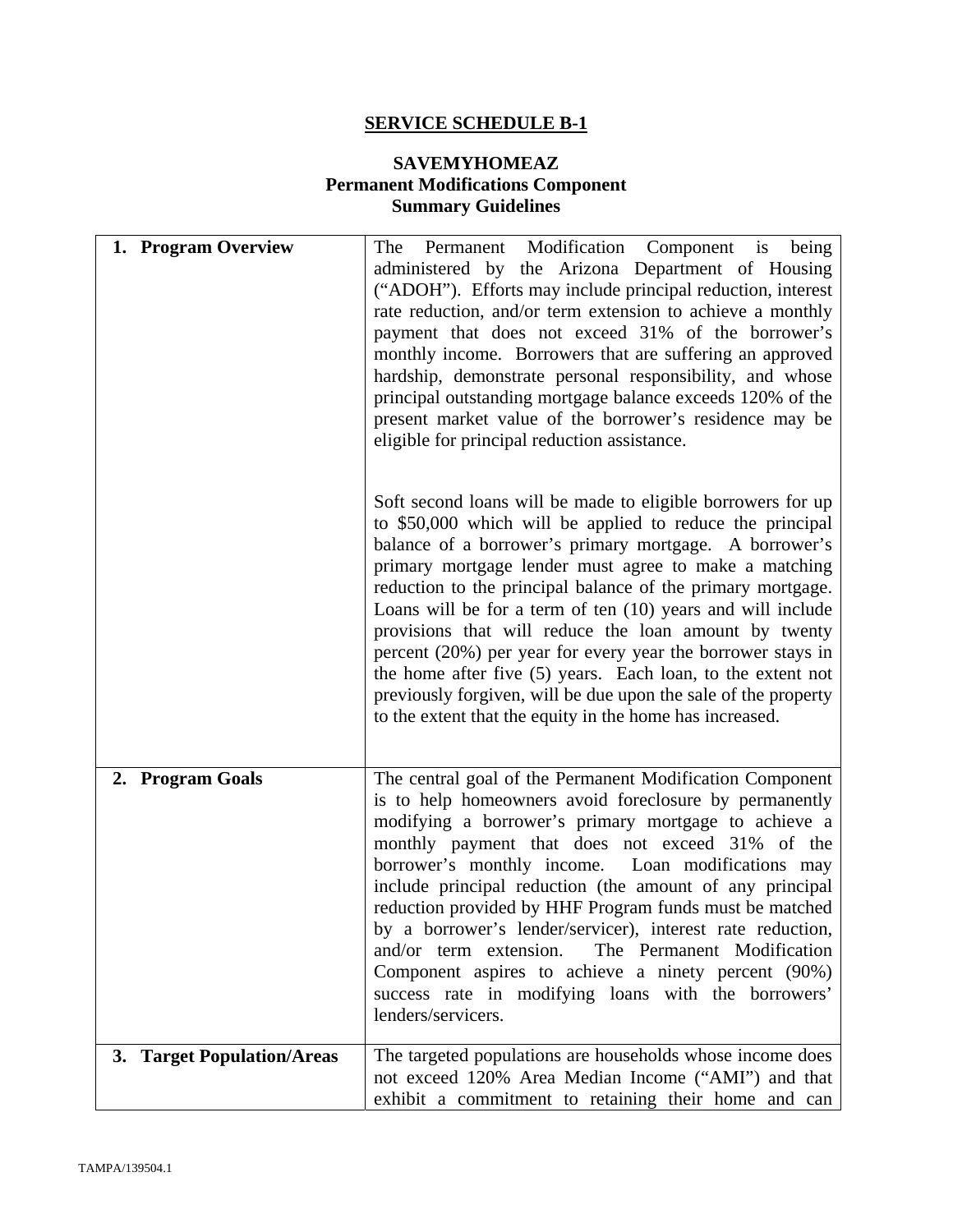# SERVICE SCHEDULE B-1

## SAVEMYHOMEAZ
## Permanent Modifications Component
## Summary Guidelines

| | |
|---|---|
| **1. Program Overview** | The Permanent Modification Component is being administered by the Arizona Department of Housing ("ADOH"). Efforts may include principal reduction, interest rate reduction, and/or term extension to achieve a monthly payment that does not exceed 31% of the borrower's monthly income. Borrowers that are suffering an approved hardship, demonstrate personal responsibility, and whose principal outstanding mortgage balance exceeds 120% of the present market value of the borrower's residence may be eligible for principal reduction assistance.<br><br>Soft second loans will be made to eligible borrowers for up to \$50,000 which will be applied to reduce the principal balance of a borrower's primary mortgage. A borrower's primary mortgage lender must agree to make a matching reduction to the principal balance of the primary mortgage. Loans will be for a term of ten (10) years and will include provisions that will reduce the loan amount by twenty percent (20%) per year for every year the borrower stays in the home after five (5) years. Each loan, to the extent not previously forgiven, will be due upon the sale of the property to the extent that the equity in the home has increased. |
| **2. Program Goals** | The central goal of the Permanent Modification Component is to help homeowners avoid foreclosure by permanently modifying a borrower's primary mortgage to achieve a monthly payment that does not exceed 31% of the borrower's monthly income. Loan modifications may include principal reduction (the amount of any principal reduction provided by HHF Program funds must be matched by a borrower's lender/servicer), interest rate reduction, and/or term extension. The Permanent Modification Component aspires to achieve a ninety percent (90%) success rate in modifying loans with the borrowers' lenders/servicers. |
| **3. Target Population/Areas** | The targeted populations are households whose income does not exceed 120% Area Median Income ("AMI") and that exhibit a commitment to retaining their home and can |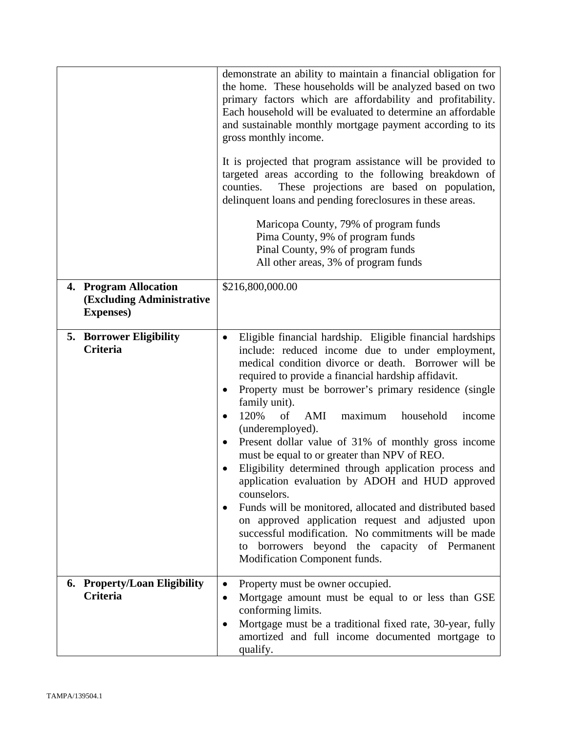| | |
|---|---|
| | demonstrate an ability to maintain a financial obligation for the home. These households will be analyzed based on two primary factors which are affordability and profitability. Each household will be evaluated to determine an affordable and sustainable monthly mortgage payment according to its gross monthly income.<br><br>It is projected that program assistance will be provided to targeted areas according to the following breakdown of counties. These projections are based on population, delinquent loans and pending foreclosures in these areas.<br><br>Maricopa County, 79% of program funds<br>Pima County, 9% of program funds<br>Pinal County, 9% of program funds<br>All other areas, 3% of program funds |
| **4. Program Allocation (Excluding Administrative Expenses)** | $216,800,000.00 |
| **5. Borrower Eligibility Criteria** | • Eligible financial hardship. Eligible financial hardships include: reduced income due to under employment, medical condition divorce or death. Borrower will be required to provide a financial hardship affidavit.<br>• Property must be borrower's primary residence (single family unit).<br>• 120% of AMI maximum household income (underemployed).<br>• Present dollar value of 31% of monthly gross income must be equal to or greater than NPV of REO.<br>• Eligibility determined through application process and application evaluation by ADOH and HUD approved counselors.<br>• Funds will be monitored, allocated and distributed based on approved application request and adjusted upon successful modification. No commitments will be made to borrowers beyond the capacity of Permanent Modification Component funds. |
| **6. Property/Loan Eligibility Criteria** | • Property must be owner occupied.<br>• Mortgage amount must be equal to or less than GSE conforming limits.<br>• Mortgage must be a traditional fixed rate, 30-year, fully amortized and full income documented mortgage to qualify. |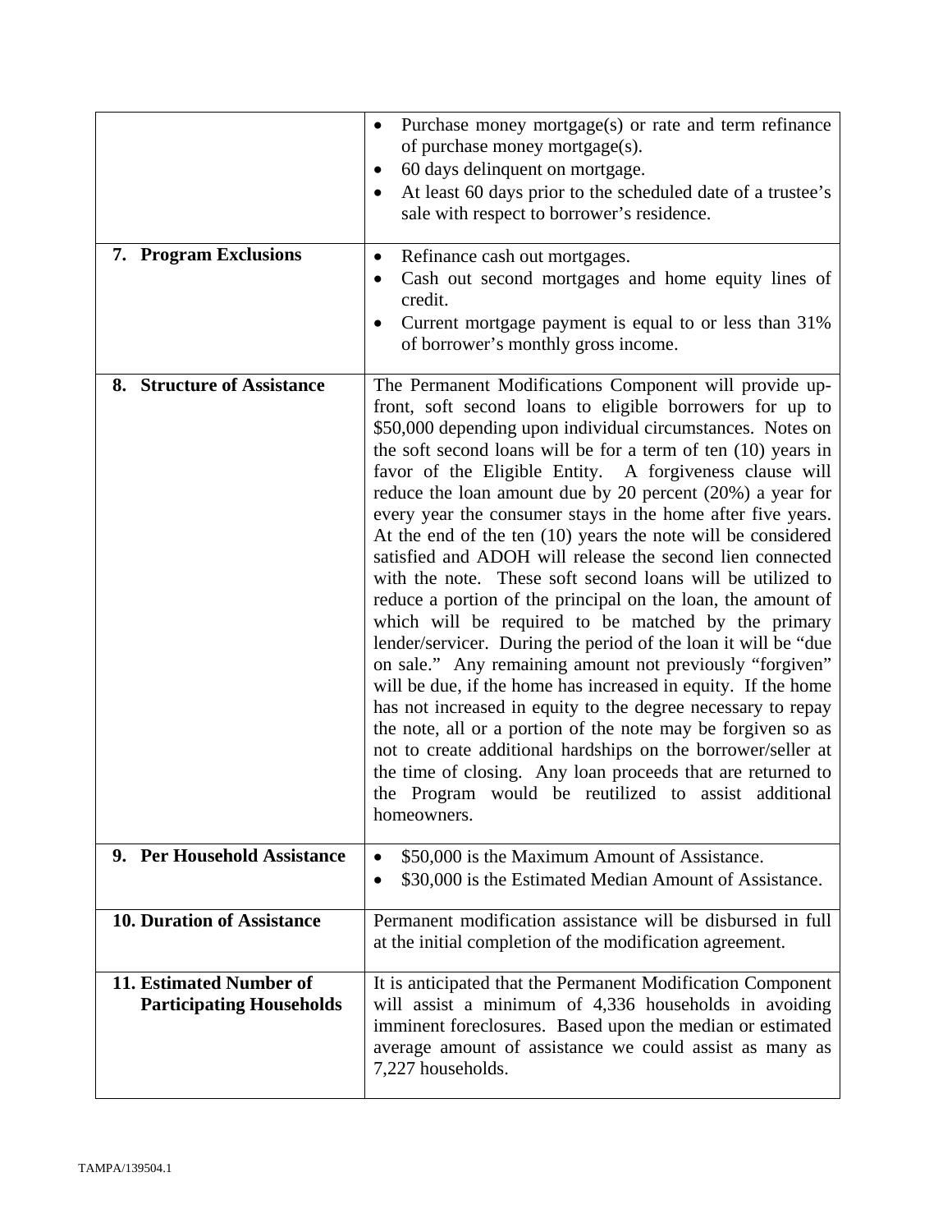| | |
|---|---|
| | • Purchase money mortgage(s) or rate and term refinance of purchase money mortgage(s).<br>• 60 days delinquent on mortgage.<br>• At least 60 days prior to the scheduled date of a trustee's sale with respect to borrower's residence. |
| **7. Program Exclusions** | • Refinance cash out mortgages.<br>• Cash out second mortgages and home equity lines of credit.<br>• Current mortgage payment is equal to or less than 31% of borrower's monthly gross income. |
| **8. Structure of Assistance** | The Permanent Modifications Component will provide up-front, soft second loans to eligible borrowers for up to \$50,000 depending upon individual circumstances. Notes on the soft second loans will be for a term of ten (10) years in favor of the Eligible Entity. A forgiveness clause will reduce the loan amount due by 20 percent (20%) a year for every year the consumer stays in the home after five years. At the end of the ten (10) years the note will be considered satisfied and ADOH will release the second lien connected with the note. These soft second loans will be utilized to reduce a portion of the principal on the loan, the amount of which will be required to be matched by the primary lender/servicer. During the period of the loan it will be "due on sale." Any remaining amount not previously "forgiven" will be due, if the home has increased in equity. If the home has not increased in equity to the degree necessary to repay the note, all or a portion of the note may be forgiven so as not to create additional hardships on the borrower/seller at the time of closing. Any loan proceeds that are returned to the Program would be reutilized to assist additional homeowners. |
| **9. Per Household Assistance** | • \$50,000 is the Maximum Amount of Assistance.<br>• \$30,000 is the Estimated Median Amount of Assistance. |
| **10. Duration of Assistance** | Permanent modification assistance will be disbursed in full at the initial completion of the modification agreement. |
| **11. Estimated Number of Participating Households** | It is anticipated that the Permanent Modification Component will assist a minimum of 4,336 households in avoiding imminent foreclosures. Based upon the median or estimated average amount of assistance we could assist as many as 7,227 households. |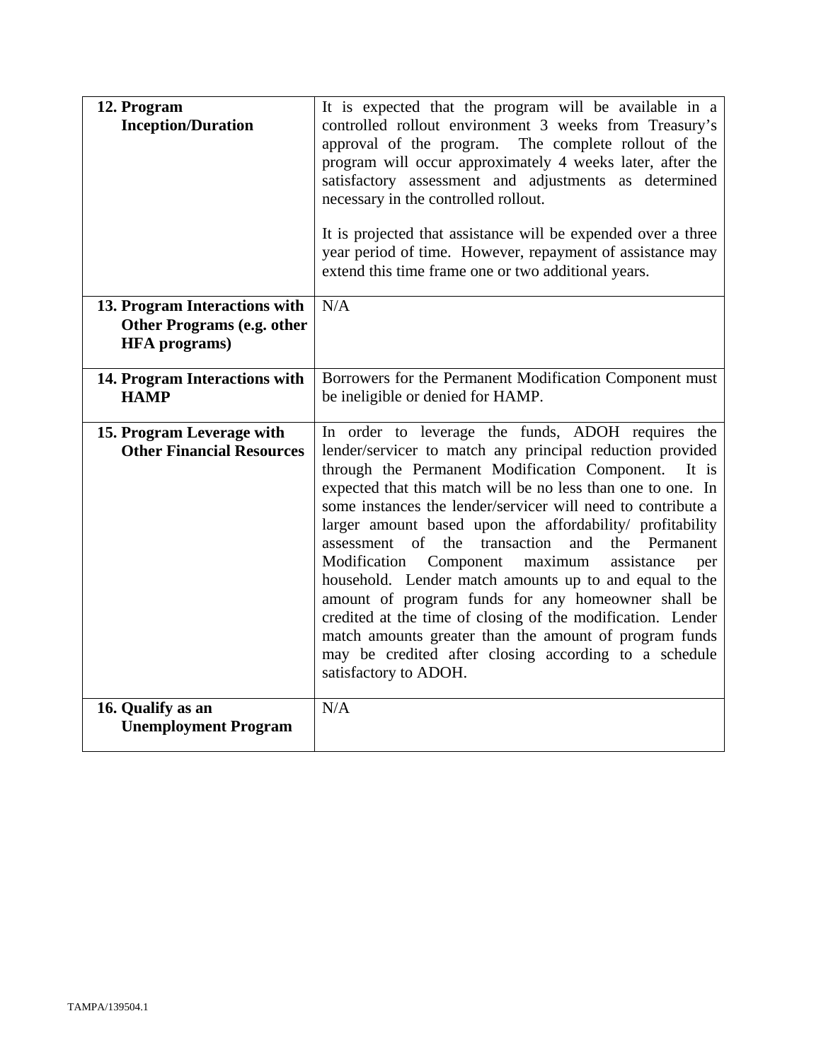| | |
|---|---|
| **12. Program Inception/Duration** | It is expected that the program will be available in a controlled rollout environment 3 weeks from Treasury's approval of the program. The complete rollout of the program will occur approximately 4 weeks later, after the satisfactory assessment and adjustments as determined necessary in the controlled rollout.<br><br>It is projected that assistance will be expended over a three year period of time. However, repayment of assistance may extend this time frame one or two additional years. |
| **13. Program Interactions with Other Programs (e.g. other HFA programs)** | N/A |
| **14. Program Interactions with HAMP** | Borrowers for the Permanent Modification Component must be ineligible or denied for HAMP. |
| **15. Program Leverage with Other Financial Resources** | In order to leverage the funds, ADOH requires the lender/servicer to match any principal reduction provided through the Permanent Modification Component. It is expected that this match will be no less than one to one. In some instances the lender/servicer will need to contribute a larger amount based upon the affordability/ profitability assessment of the transaction and the Permanent Modification Component maximum assistance per household. Lender match amounts up to and equal to the amount of program funds for any homeowner shall be credited at the time of closing of the modification. Lender match amounts greater than the amount of program funds may be credited after closing according to a schedule satisfactory to ADOH. |
| **16. Qualify as an Unemployment Program** | N/A |

TAMPA/139504.1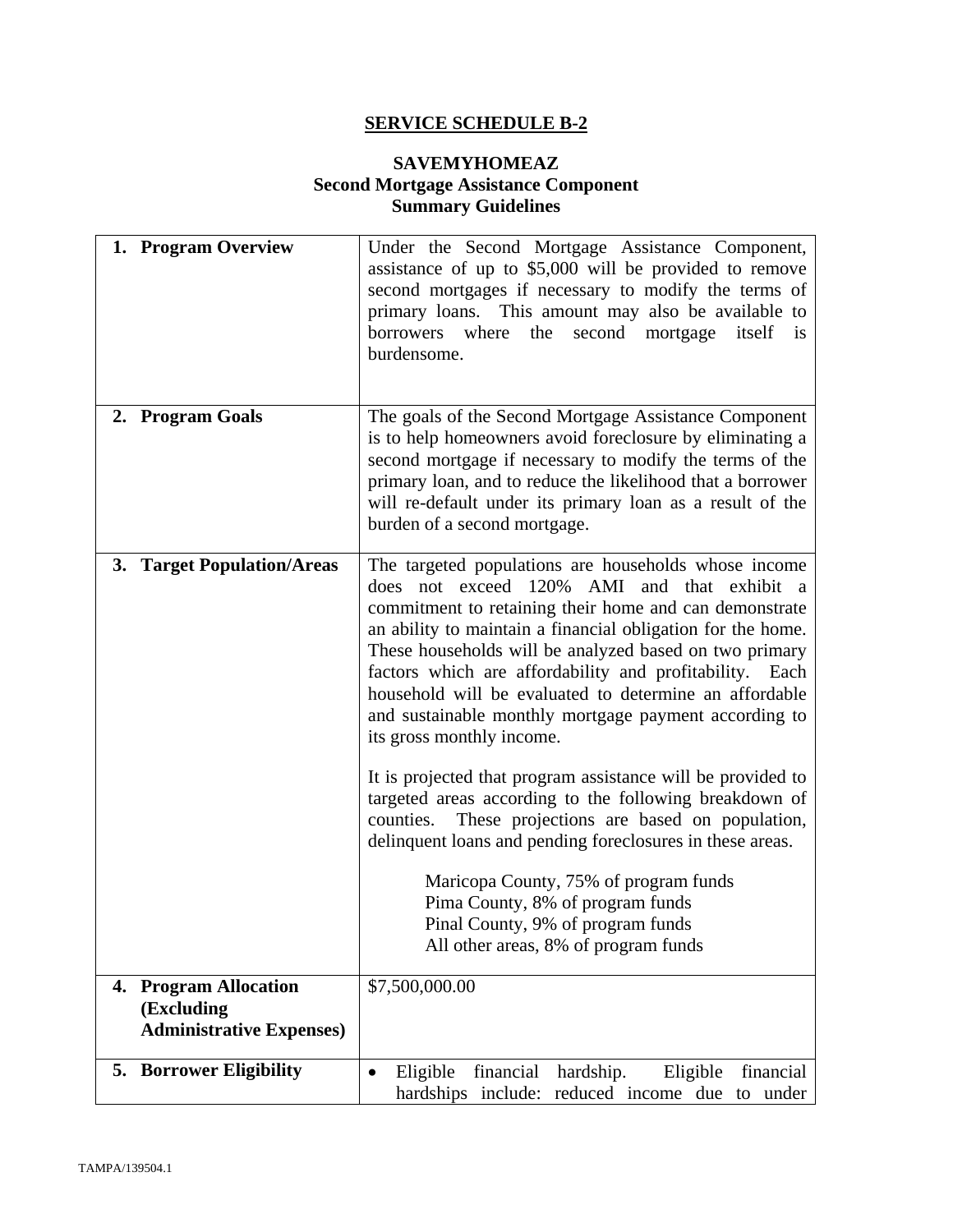## SERVICE SCHEDULE B-2

### SAVEMYHOMEAZ
### Second Mortgage Assistance Component
### Summary Guidelines

| | |
|---|---|
| **1. Program Overview** | Under the Second Mortgage Assistance Component, assistance of up to $5,000 will be provided to remove second mortgages if necessary to modify the terms of primary loans. This amount may also be available to borrowers where the second mortgage itself is burdensome. |
| **2. Program Goals** | The goals of the Second Mortgage Assistance Component is to help homeowners avoid foreclosure by eliminating a second mortgage if necessary to modify the terms of the primary loan, and to reduce the likelihood that a borrower will re-default under its primary loan as a result of the burden of a second mortgage. |
| **3. Target Population/Areas** | The targeted populations are households whose income does not exceed 120% AMI and that exhibit a commitment to retaining their home and can demonstrate an ability to maintain a financial obligation for the home. These households will be analyzed based on two primary factors which are affordability and profitability. Each household will be evaluated to determine an affordable and sustainable monthly mortgage payment according to its gross monthly income.<br><br>It is projected that program assistance will be provided to targeted areas according to the following breakdown of counties. These projections are based on population, delinquent loans and pending foreclosures in these areas.<br><br>Maricopa County, 75% of program funds<br>Pima County, 8% of program funds<br>Pinal County, 9% of program funds<br>All other areas, 8% of program funds |
| **4. Program Allocation (Excluding Administrative Expenses)** | $7,500,000.00 |
| **5. Borrower Eligibility** | • Eligible financial hardship. Eligible financial hardships include: reduced income due to under |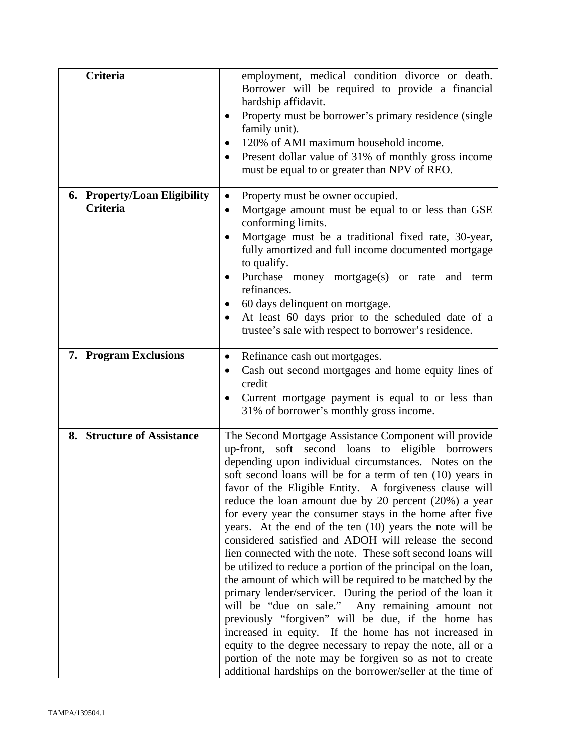| | |
|---|---|
| **Criteria** | employment, medical condition divorce or death. Borrower will be required to provide a financial hardship affidavit.<br>• Property must be borrower's primary residence (single family unit).<br>• 120% of AMI maximum household income.<br>• Present dollar value of 31% of monthly gross income must be equal to or greater than NPV of REO. |
| **6. Property/Loan Eligibility Criteria** | • Property must be owner occupied.<br>• Mortgage amount must be equal to or less than GSE conforming limits.<br>• Mortgage must be a traditional fixed rate, 30-year, fully amortized and full income documented mortgage to qualify.<br>• Purchase money mortgage(s) or rate and term refinances.<br>• 60 days delinquent on mortgage.<br>• At least 60 days prior to the scheduled date of a trustee's sale with respect to borrower's residence. |
| **7. Program Exclusions** | • Refinance cash out mortgages.<br>• Cash out second mortgages and home equity lines of credit<br>• Current mortgage payment is equal to or less than 31% of borrower's monthly gross income. |
| **8. Structure of Assistance** | The Second Mortgage Assistance Component will provide up-front, soft second loans to eligible borrowers depending upon individual circumstances. Notes on the soft second loans will be for a term of ten (10) years in favor of the Eligible Entity. A forgiveness clause will reduce the loan amount due by 20 percent (20%) a year for every year the consumer stays in the home after five years. At the end of the ten (10) years the note will be considered satisfied and ADOH will release the second lien connected with the note. These soft second loans will be utilized to reduce a portion of the principal on the loan, the amount of which will be required to be matched by the primary lender/servicer. During the period of the loan it will be "due on sale." Any remaining amount not previously "forgiven" will be due, if the home has increased in equity. If the home has not increased in equity to the degree necessary to repay the note, all or a portion of the note may be forgiven so as not to create additional hardships on the borrower/seller at the time of |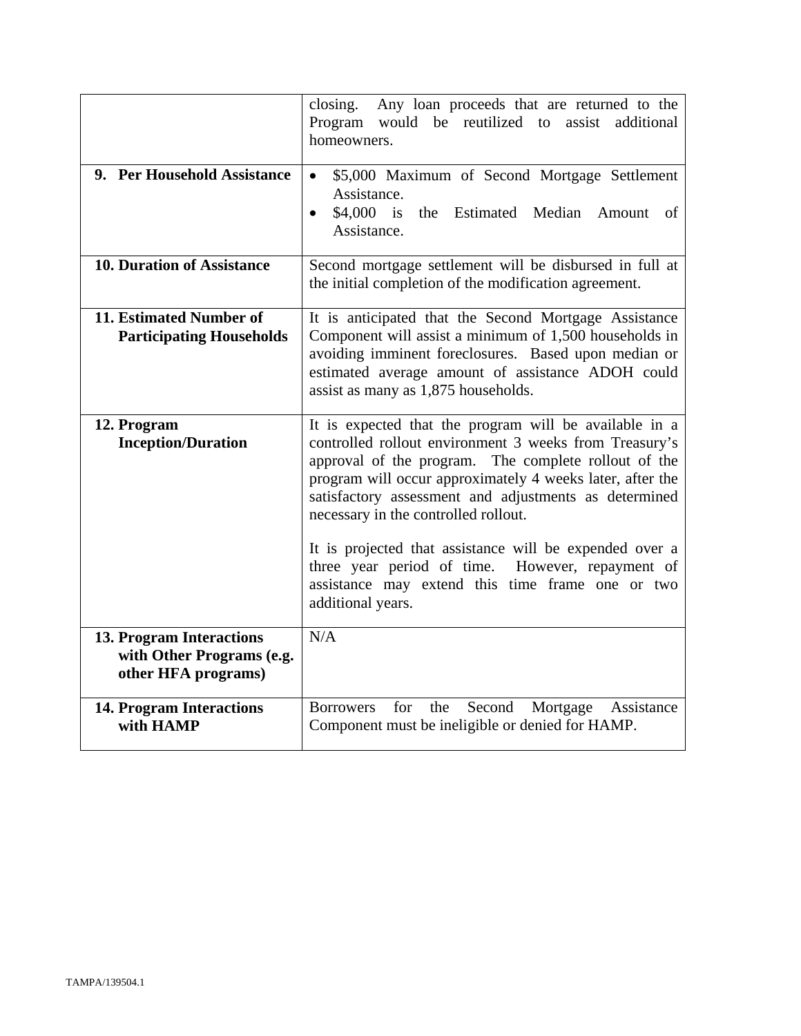| | |
|---|---|
| | closing. Any loan proceeds that are returned to the Program would be reutilized to assist additional homeowners. |
| **9. Per Household Assistance** | • $5,000 Maximum of Second Mortgage Settlement Assistance.<br>• $4,000 is the Estimated Median Amount of Assistance. |
| **10. Duration of Assistance** | Second mortgage settlement will be disbursed in full at the initial completion of the modification agreement. |
| **11. Estimated Number of Participating Households** | It is anticipated that the Second Mortgage Assistance Component will assist a minimum of 1,500 households in avoiding imminent foreclosures. Based upon median or estimated average amount of assistance ADOH could assist as many as 1,875 households. |
| **12. Program Inception/Duration** | It is expected that the program will be available in a controlled rollout environment 3 weeks from Treasury's approval of the program. The complete rollout of the program will occur approximately 4 weeks later, after the satisfactory assessment and adjustments as determined necessary in the controlled rollout.<br><br>It is projected that assistance will be expended over a three year period of time. However, repayment of assistance may extend this time frame one or two additional years. |
| **13. Program Interactions with Other Programs (e.g. other HFA programs)** | N/A |
| **14. Program Interactions with HAMP** | Borrowers for the Second Mortgage Assistance Component must be ineligible or denied for HAMP. |

TAMPA/139504.1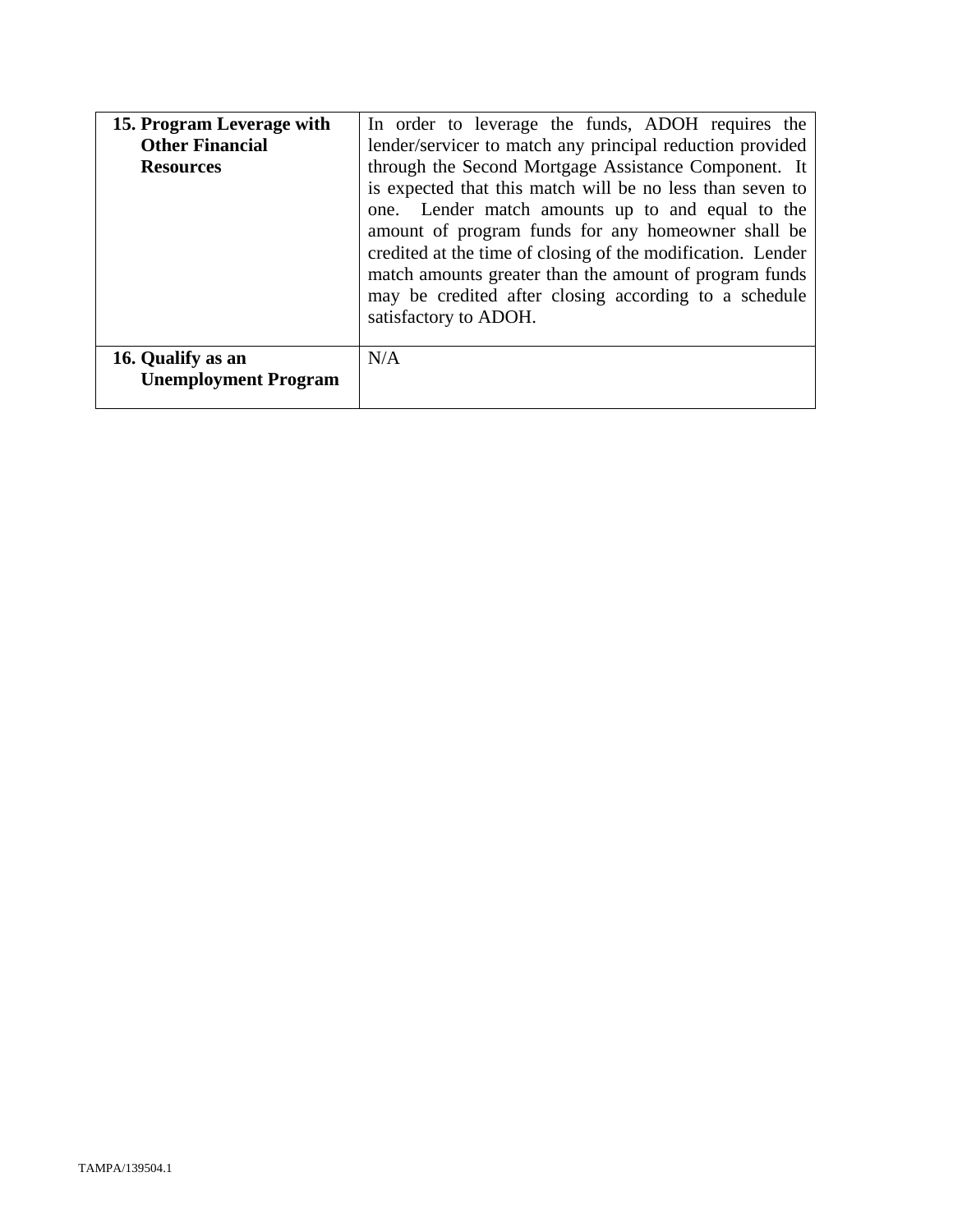| | |
|---|---|
| **15. Program Leverage with Other Financial Resources** | In order to leverage the funds, ADOH requires the lender/servicer to match any principal reduction provided through the Second Mortgage Assistance Component. It is expected that this match will be no less than seven to one. Lender match amounts up to and equal to the amount of program funds for any homeowner shall be credited at the time of closing of the modification. Lender match amounts greater than the amount of program funds may be credited after closing according to a schedule satisfactory to ADOH. |
| **16. Qualify as an Unemployment Program** | N/A |

TAMPA/139504.1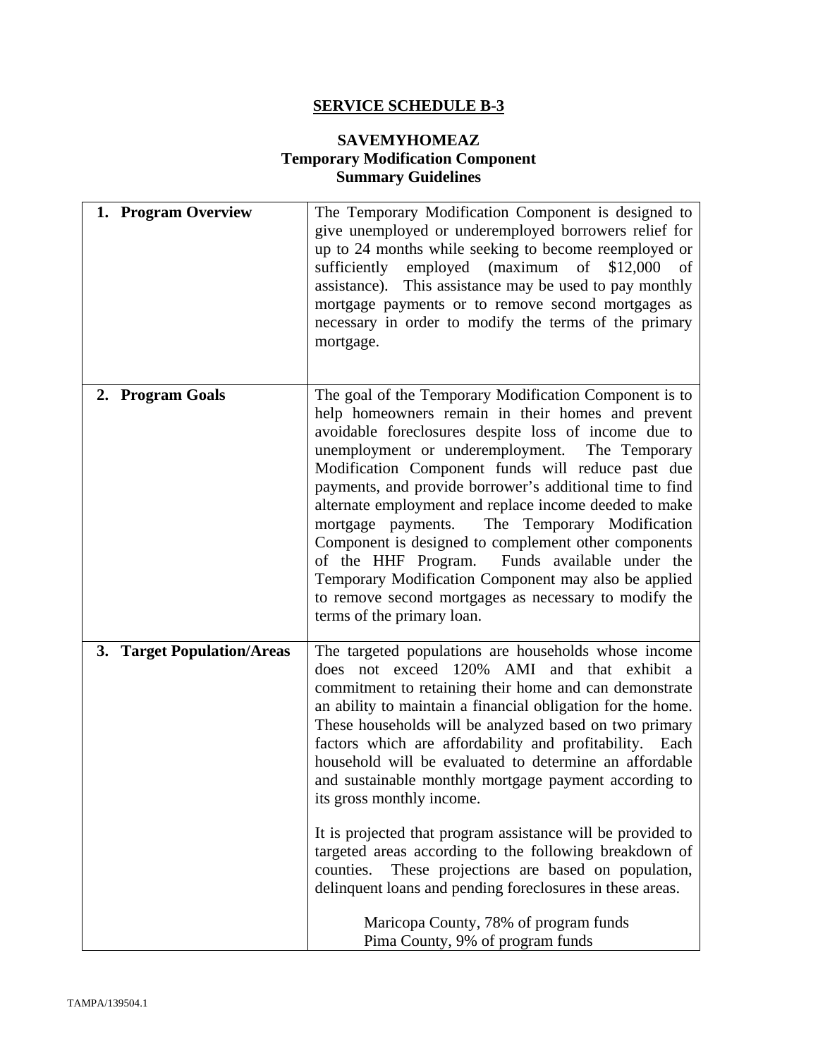# SERVICE SCHEDULE B-3

## SAVEMYHOMEAZ
## Temporary Modification Component
## Summary Guidelines

| | |
|---|---|
| **1. Program Overview** | The Temporary Modification Component is designed to give unemployed or underemployed borrowers relief for up to 24 months while seeking to become reemployed or sufficiently employed (maximum of $12,000 of assistance). This assistance may be used to pay monthly mortgage payments or to remove second mortgages as necessary in order to modify the terms of the primary mortgage. |
| **2. Program Goals** | The goal of the Temporary Modification Component is to help homeowners remain in their homes and prevent avoidable foreclosures despite loss of income due to unemployment or underemployment. The Temporary Modification Component funds will reduce past due payments, and provide borrower's additional time to find alternate employment and replace income deeded to make mortgage payments. The Temporary Modification Component is designed to complement other components of the HHF Program. Funds available under the Temporary Modification Component may also be applied to remove second mortgages as necessary to modify the terms of the primary loan. |
| **3. Target Population/Areas** | The targeted populations are households whose income does not exceed 120% AMI and that exhibit a commitment to retaining their home and can demonstrate an ability to maintain a financial obligation for the home. These households will be analyzed based on two primary factors which are affordability and profitability. Each household will be evaluated to determine an affordable and sustainable monthly mortgage payment according to its gross monthly income.<br><br>It is projected that program assistance will be provided to targeted areas according to the following breakdown of counties. These projections are based on population, delinquent loans and pending foreclosures in these areas.<br><br>Maricopa County, 78% of program funds<br>Pima County, 9% of program funds |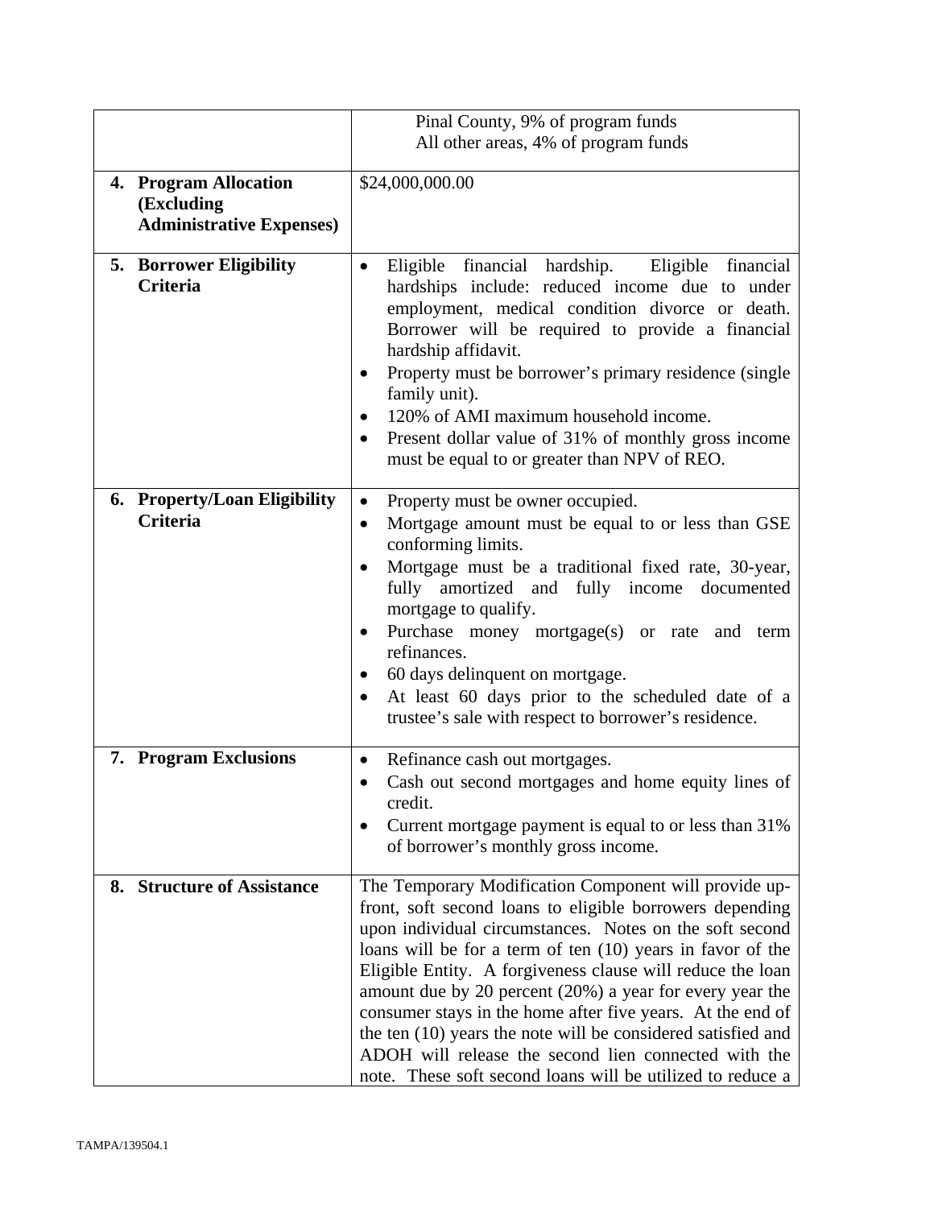| | |
|---|---|
| | Pinal County, 9% of program funds<br>All other areas, 4% of program funds |
| **4. Program Allocation (Excluding Administrative Expenses)** | $24,000,000.00 |
| **5. Borrower Eligibility Criteria** | • Eligible financial hardship. Eligible financial hardships include: reduced income due to under employment, medical condition divorce or death. Borrower will be required to provide a financial hardship affidavit.<br>• Property must be borrower's primary residence (single family unit).<br>• 120% of AMI maximum household income.<br>• Present dollar value of 31% of monthly gross income must be equal to or greater than NPV of REO. |
| **6. Property/Loan Eligibility Criteria** | • Property must be owner occupied.<br>• Mortgage amount must be equal to or less than GSE conforming limits.<br>• Mortgage must be a traditional fixed rate, 30-year, fully amortized and fully income documented mortgage to qualify.<br>• Purchase money mortgage(s) or rate and term refinances.<br>• 60 days delinquent on mortgage.<br>• At least 60 days prior to the scheduled date of a trustee's sale with respect to borrower's residence. |
| **7. Program Exclusions** | • Refinance cash out mortgages.<br>• Cash out second mortgages and home equity lines of credit.<br>• Current mortgage payment is equal to or less than 31% of borrower's monthly gross income. |
| **8. Structure of Assistance** | The Temporary Modification Component will provide up-front, soft second loans to eligible borrowers depending upon individual circumstances. Notes on the soft second loans will be for a term of ten (10) years in favor of the Eligible Entity. A forgiveness clause will reduce the loan amount due by 20 percent (20%) a year for every year the consumer stays in the home after five years. At the end of the ten (10) years the note will be considered satisfied and ADOH will release the second lien connected with the note. These soft second loans will be utilized to reduce a |

TAMPA/139504.1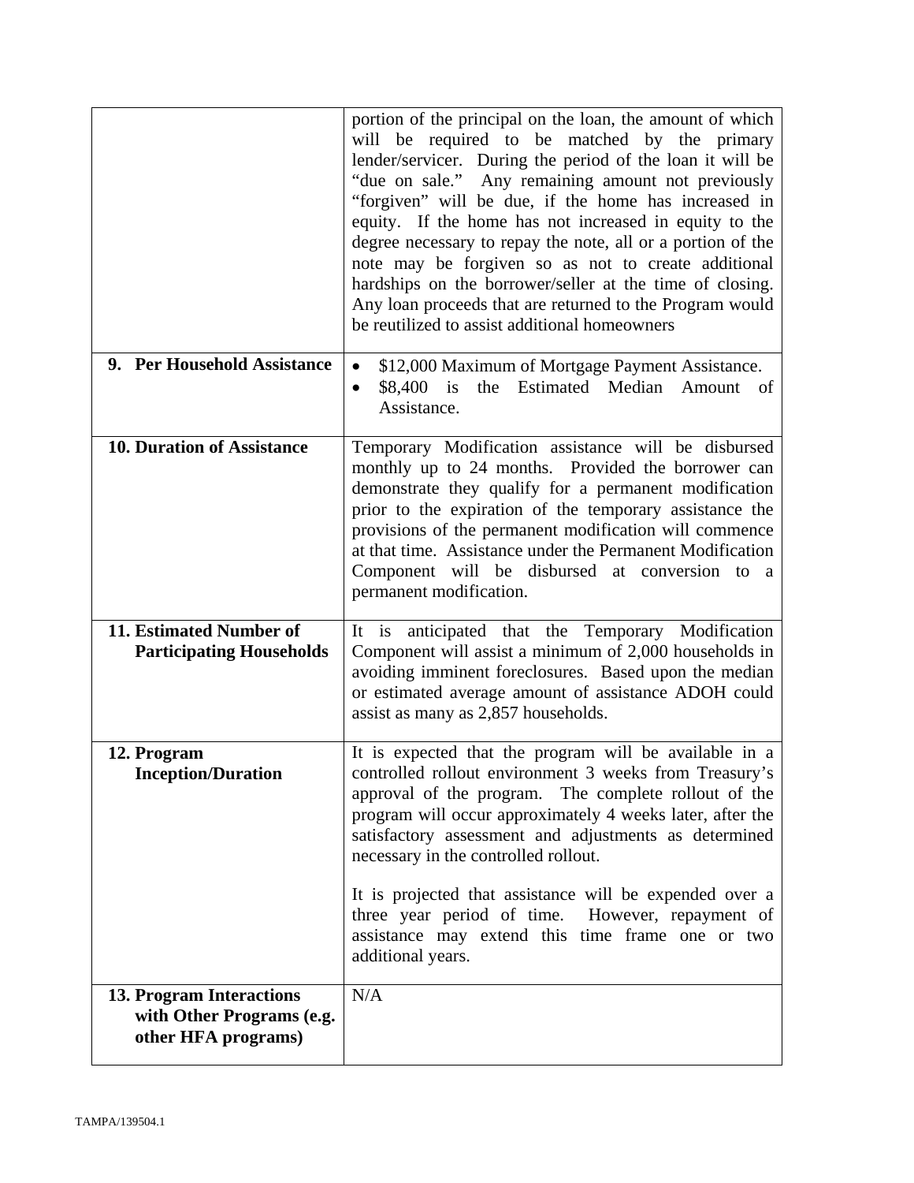| | |
|---|---|
| | portion of the principal on the loan, the amount of which will be required to be matched by the primary lender/servicer. During the period of the loan it will be "due on sale." Any remaining amount not previously "forgiven" will be due, if the home has increased in equity. If the home has not increased in equity to the degree necessary to repay the note, all or a portion of the note may be forgiven so as not to create additional hardships on the borrower/seller at the time of closing. Any loan proceeds that are returned to the Program would be reutilized to assist additional homeowners |
| **9. Per Household Assistance** | • $12,000 Maximum of Mortgage Payment Assistance.<br>• $8,400 is the Estimated Median Amount of Assistance. |
| **10. Duration of Assistance** | Temporary Modification assistance will be disbursed monthly up to 24 months. Provided the borrower can demonstrate they qualify for a permanent modification prior to the expiration of the temporary assistance the provisions of the permanent modification will commence at that time. Assistance under the Permanent Modification Component will be disbursed at conversion to a permanent modification. |
| **11. Estimated Number of Participating Households** | It is anticipated that the Temporary Modification Component will assist a minimum of 2,000 households in avoiding imminent foreclosures. Based upon the median or estimated average amount of assistance ADOH could assist as many as 2,857 households. |
| **12. Program Inception/Duration** | It is expected that the program will be available in a controlled rollout environment 3 weeks from Treasury's approval of the program. The complete rollout of the program will occur approximately 4 weeks later, after the satisfactory assessment and adjustments as determined necessary in the controlled rollout.<br><br>It is projected that assistance will be expended over a three year period of time. However, repayment of assistance may extend this time frame one or two additional years. |
| **13. Program Interactions with Other Programs (e.g. other HFA programs)** | N/A |

TAMPA/139504.1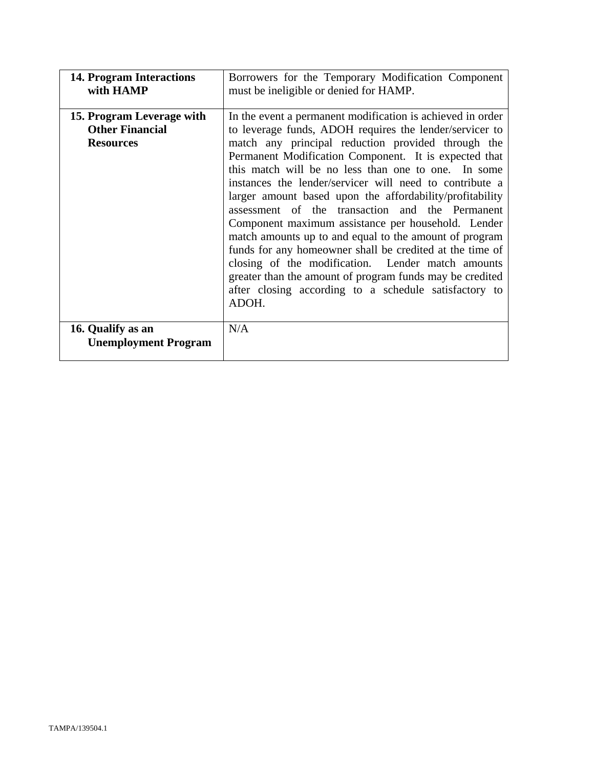| | |
|---|---|
| **14. Program Interactions with HAMP** | Borrowers for the Temporary Modification Component must be ineligible or denied for HAMP. |
| **15. Program Leverage with Other Financial Resources** | In the event a permanent modification is achieved in order to leverage funds, ADOH requires the lender/servicer to match any principal reduction provided through the Permanent Modification Component. It is expected that this match will be no less than one to one. In some instances the lender/servicer will need to contribute a larger amount based upon the affordability/profitability assessment of the transaction and the Permanent Component maximum assistance per household. Lender match amounts up to and equal to the amount of program funds for any homeowner shall be credited at the time of closing of the modification. Lender match amounts greater than the amount of program funds may be credited after closing according to a schedule satisfactory to ADOH. |
| **16. Qualify as an Unemployment Program** | N/A |

TAMPA/139504.1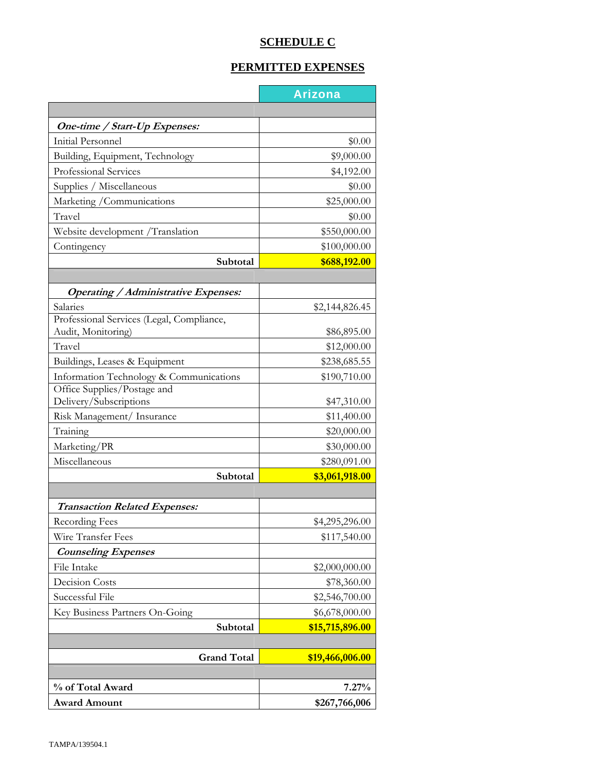# SCHEDULE C

## PERMITTED EXPENSES

| | Arizona |
|---|---|
| | |
| ***One-time / Start-Up Expenses:*** | |
| Initial Personnel | $0.00 |
| Building, Equipment, Technology | $9,000.00 |
| Professional Services | $4,192.00 |
| Supplies / Miscellaneous | $0.00 |
| Marketing /Communications | $25,000.00 |
| Travel | $0.00 |
| Website development /Translation | $550,000.00 |
| Contingency | $100,000.00 |
| **Subtotal** | **$688,192.00** |
| | |
| ***Operating / Administrative Expenses:*** | |
| Salaries | $2,144,826.45 |
| Professional Services (Legal, Compliance, Audit, Monitoring) | $86,895.00 |
| Travel | $12,000.00 |
| Buildings, Leases & Equipment | $238,685.55 |
| Information Technology & Communications | $190,710.00 |
| Office Supplies/Postage and Delivery/Subscriptions | $47,310.00 |
| Risk Management/ Insurance | $11,400.00 |
| Training | $20,000.00 |
| Marketing/PR | $30,000.00 |
| Miscellaneous | $280,091.00 |
| **Subtotal** | **$3,061,918.00** |
| | |
| ***Transaction Related Expenses:*** | |
| Recording Fees | $4,295,296.00 |
| Wire Transfer Fees | $117,540.00 |
| ***Counseling Expenses*** | |
| File Intake | $2,000,000.00 |
| Decision Costs | $78,360.00 |
| Successful File | $2,546,700.00 |
| Key Business Partners On-Going | $6,678,000.00 |
| **Subtotal** | **$15,715,896.00** |
| | |
| **Grand Total** | **$19,466,006.00** |
| | |
| **% of Total Award** | **7.27%** |
| **Award Amount** | **$267,766,006** |

TAMPA/139504.1